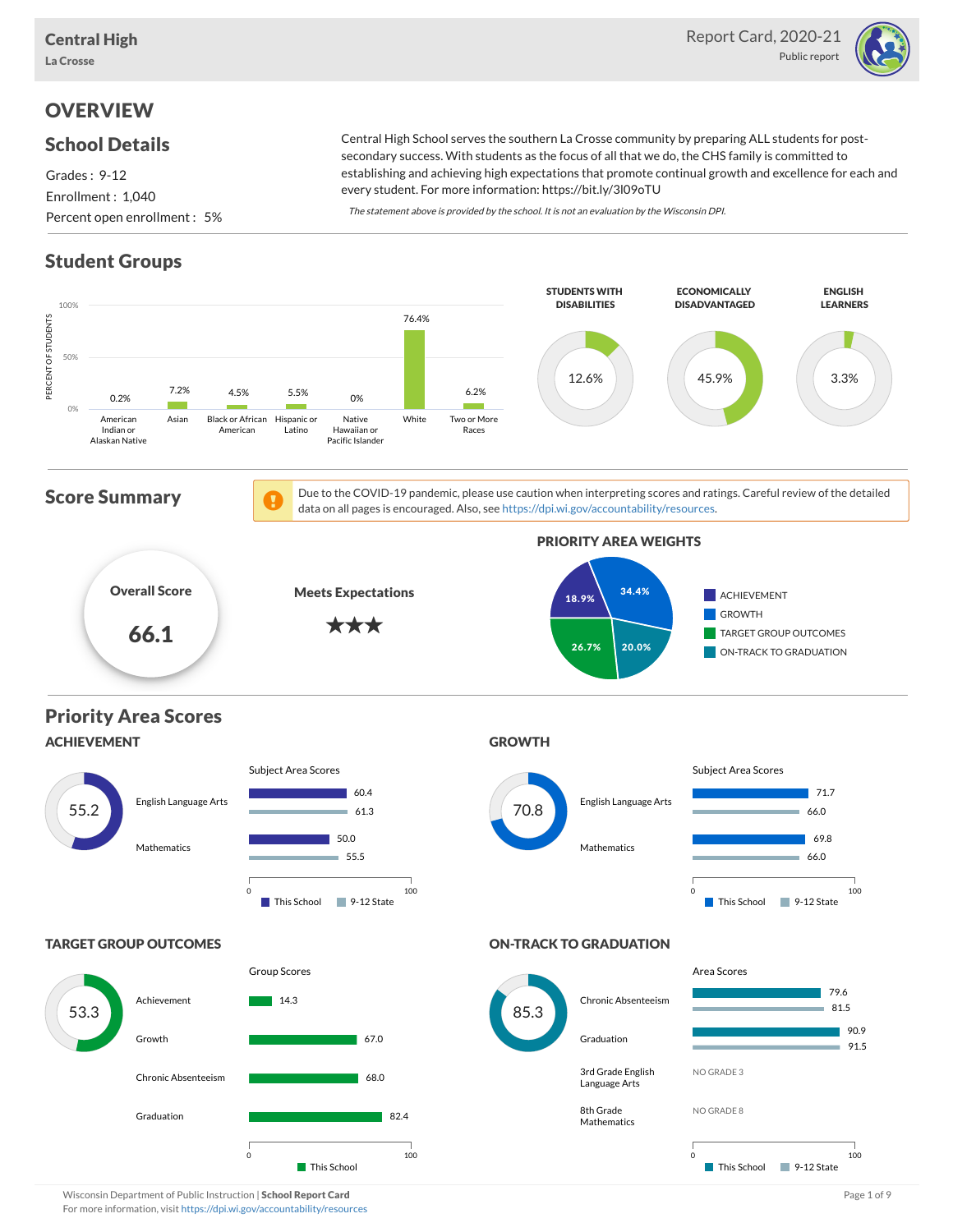# Central High

La Crosse

Report Card, 2020-21

Public report

## OVERVIEW

### School Details

Grades : 9-12

Enrollment : 1,040

Percent open enrollment : 5%

Central High School serves the southern La Crosse community by preparing ALL students for post-secondary success. With students as the focus of all that we do, the CHS family is committed to establishing and achieving high expectations that promote continual growth and excellence for each and every student. For more information: https://bit.ly/3l09oTU

*The statement above is provided by the school. It is not an evaluation by the Wisconsin DPI.*

### Student Groups

| Group | Percent of Students |
|---|---|
| American Indian or Alaskan Native | 0.2% |
| Asian | 7.2% |
| Black or African American | 4.5% |
| Hispanic or Latino | 5.5% |
| Native Hawaiian or Pacific Islander | 0% |
| White | 76.4% |
| Two or More Races | 6.2% |

| Students with Disabilities | Economically Disadvantaged | English Learners |
|---|---|---|
| 12.6% | 45.9% | 3.3% |

### Score Summary

Due to the COVID-19 pandemic, please use caution when interpreting scores and ratings. Careful review of the detailed data on all pages is encouraged. Also, see https://dpi.wi.gov/accountability/resources.

**Overall Score:** 66.1

**Meets Expectations** ★★★

**PRIORITY AREA WEIGHTS**

| Priority Area | Weight |
|---|---|
| Achievement | 18.9% |
| Growth | 34.4% |
| Target Group Outcomes | 26.7% |
| On-Track to Graduation | 20.0% |

### Priority Area Scores

#### ACHIEVEMENT

Score: 55.2

| Subject Area Scores | This School | 9-12 State |
|---|---|---|
| English Language Arts | 60.4 | 61.3 |
| Mathematics | 50.0 | 55.5 |

#### GROWTH

Score: 70.8

| Subject Area Scores | This School | 9-12 State |
|---|---|---|
| English Language Arts | 71.7 | 66.0 |
| Mathematics | 69.8 | 66.0 |

#### TARGET GROUP OUTCOMES

Score: 53.3

| Group Scores | This School |
|---|---|
| Achievement | 14.3 |
| Growth | 67.0 |
| Chronic Absenteeism | 68.0 |
| Graduation | 82.4 |

#### ON-TRACK TO GRADUATION

Score: 85.3

| Area Scores | This School | 9-12 State |
|---|---|---|
| Chronic Absenteeism | 79.6 | 81.5 |
| Graduation | 90.9 | 91.5 |
| 3rd Grade English Language Arts | NO GRADE 3 | |
| 8th Grade Mathematics | NO GRADE 8 | |

Wisconsin Department of Public Instruction | **School Report Card**

For more information, visit https://dpi.wi.gov/accountability/resources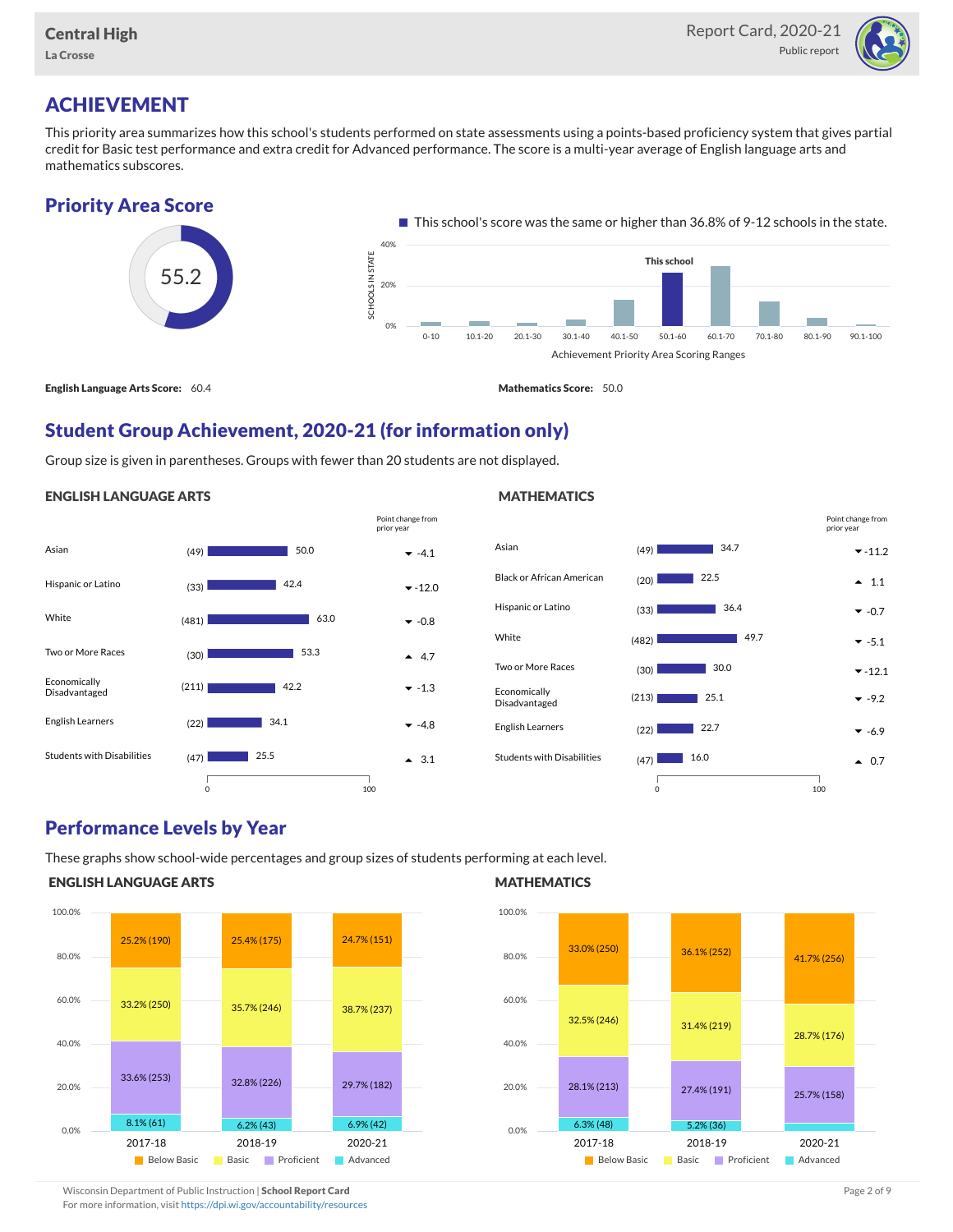# ACHIEVEMENT

This priority area summarizes how this school's students performed on state assessments using a points-based proficiency system that gives partial credit for Basic test performance and extra credit for Advanced performance. The score is a multi-year average of English language arts and mathematics subscores.

## Priority Area Score

**55.2**

This school's score was the same or higher than 36.8% of 9-12 schools in the state.

**English Language Arts Score:** 60.4

**Mathematics Score:** 50.0

## Student Group Achievement, 2020-21 (for information only)

Group size is given in parentheses. Groups with fewer than 20 students are not displayed.

### ENGLISH LANGUAGE ARTS

| Group | Size | Score | Point change from prior year |
|---|---|---|---|
| Asian | (49) | 50.0 | -4.1 |
| Hispanic or Latino | (33) | 42.4 | -12.0 |
| White | (481) | 63.0 | -0.8 |
| Two or More Races | (30) | 53.3 | 4.7 |
| Economically Disadvantaged | (211) | 42.2 | -1.3 |
| English Learners | (22) | 34.1 | -4.8 |
| Students with Disabilities | (47) | 25.5 | 3.1 |

### MATHEMATICS

| Group | Size | Score | Point change from prior year |
|---|---|---|---|
| Asian | (49) | 34.7 | -11.2 |
| Black or African American | (20) | 22.5 | 1.1 |
| Hispanic or Latino | (33) | 36.4 | -0.7 |
| White | (482) | 49.7 | -5.1 |
| Two or More Races | (30) | 30.0 | -12.1 |
| Economically Disadvantaged | (213) | 25.1 | -9.2 |
| English Learners | (22) | 22.7 | -6.9 |
| Students with Disabilities | (47) | 16.0 | 0.7 |

## Performance Levels by Year

These graphs show school-wide percentages and group sizes of students performing at each level.

### ENGLISH LANGUAGE ARTS

| Level | 2017-18 | 2018-19 | 2020-21 |
|---|---|---|---|
| Below Basic | 25.2% (190) | 25.4% (175) | 24.7% (151) |
| Basic | 33.2% (250) | 35.7% (246) | 38.7% (237) |
| Proficient | 33.6% (253) | 32.8% (226) | 29.7% (182) |
| Advanced | 8.1% (61) | 6.2% (43) | 6.9% (42) |

### MATHEMATICS

| Level | 2017-18 | 2018-19 | 2020-21 |
|---|---|---|---|
| Below Basic | 33.0% (250) | 36.1% (252) | 41.7% (256) |
| Basic | 32.5% (246) | 31.4% (219) | 28.7% (176) |
| Proficient | 28.1% (213) | 27.4% (191) | 25.7% (158) |
| Advanced | 6.3% (48) | 5.2% (36) | |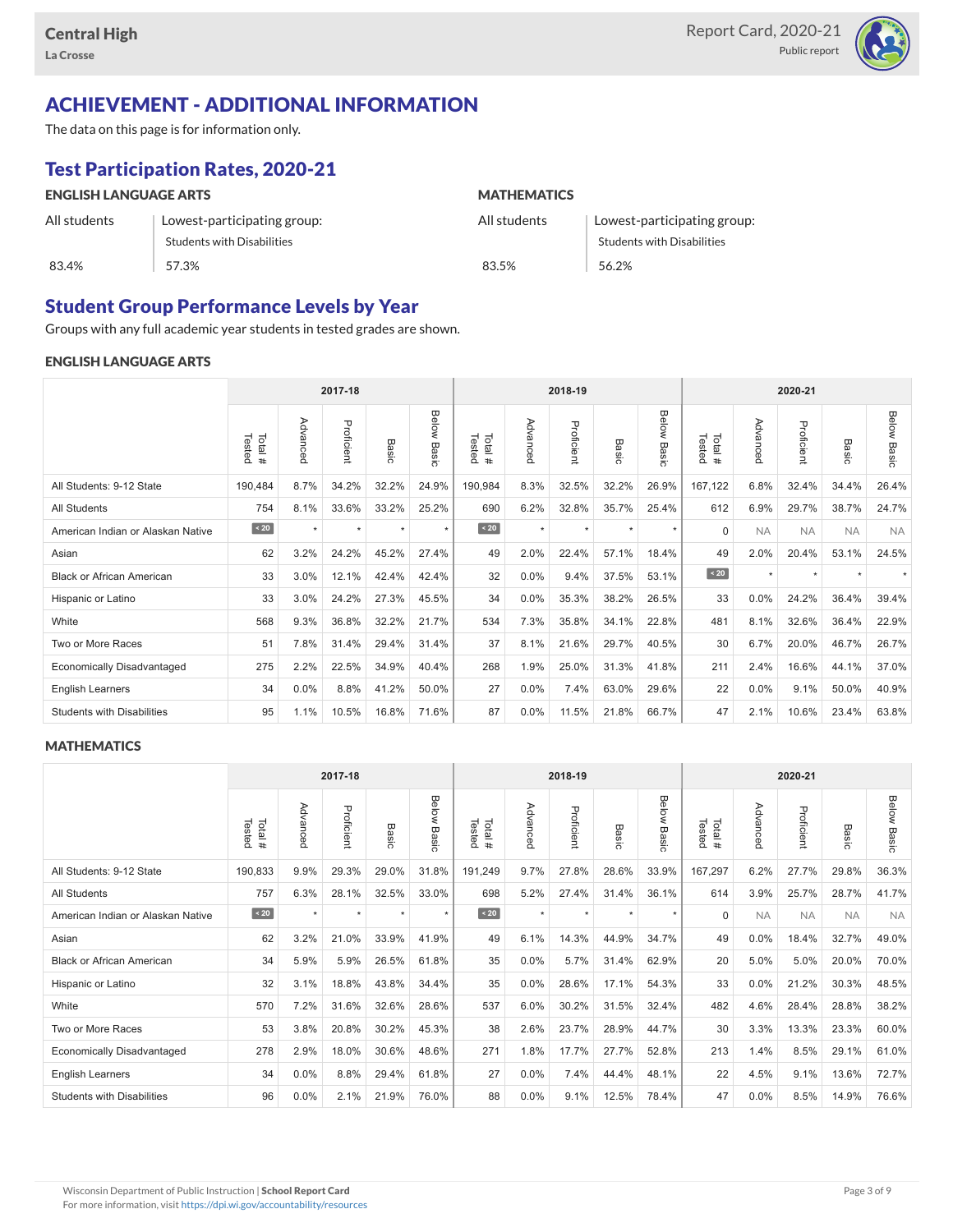## ACHIEVEMENT - ADDITIONAL INFORMATION

The data on this page is for information only.

### Test Participation Rates, 2020-21

| ENGLISH LANGUAGE ARTS | | MATHEMATICS | |
|---|---|---|---|
| All students | Lowest-participating group: Students with Disabilities | All students | Lowest-participating group: Students with Disabilities |
| 83.4% | 57.3% | 83.5% | 56.2% |

### Student Group Performance Levels by Year

Groups with any full academic year students in tested grades are shown.

#### ENGLISH LANGUAGE ARTS

| | 2017-18 | | | | | 2018-19 | | | | | 2020-21 | | | | |
|---|---|---|---|---|---|---|---|---|---|---|---|---|---|---|---|
| | Total # Tested | Advanced | Proficient | Basic | Below Basic | Total # Tested | Advanced | Proficient | Basic | Below Basic | Total # Tested | Advanced | Proficient | Basic | Below Basic |
| All Students: 9-12 State | 190,484 | 8.7% | 34.2% | 32.2% | 24.9% | 190,984 | 8.3% | 32.5% | 32.2% | 26.9% | 167,122 | 6.8% | 32.4% | 34.4% | 26.4% |
| All Students | 754 | 8.1% | 33.6% | 33.2% | 25.2% | 690 | 6.2% | 32.8% | 35.7% | 25.4% | 612 | 6.9% | 29.7% | 38.7% | 24.7% |
| American Indian or Alaskan Native | < 20 | * | * | * | * | < 20 | * | * | * | * | 0 | NA | NA | NA | NA |
| Asian | 62 | 3.2% | 24.2% | 45.2% | 27.4% | 49 | 2.0% | 22.4% | 57.1% | 18.4% | 49 | 2.0% | 20.4% | 53.1% | 24.5% |
| Black or African American | 33 | 3.0% | 12.1% | 42.4% | 42.4% | 32 | 0.0% | 9.4% | 37.5% | 53.1% | < 20 | * | * | * | * |
| Hispanic or Latino | 33 | 3.0% | 24.2% | 27.3% | 45.5% | 34 | 0.0% | 35.3% | 38.2% | 26.5% | 33 | 0.0% | 24.2% | 36.4% | 39.4% |
| White | 568 | 9.3% | 36.8% | 32.2% | 21.7% | 534 | 7.3% | 35.8% | 34.1% | 22.8% | 481 | 8.1% | 32.6% | 36.4% | 22.9% |
| Two or More Races | 51 | 7.8% | 31.4% | 29.4% | 31.4% | 37 | 8.1% | 21.6% | 29.7% | 40.5% | 30 | 6.7% | 20.0% | 46.7% | 26.7% |
| Economically Disadvantaged | 275 | 2.2% | 22.5% | 34.9% | 40.4% | 268 | 1.9% | 25.0% | 31.3% | 41.8% | 211 | 2.4% | 16.6% | 44.1% | 37.0% |
| English Learners | 34 | 0.0% | 8.8% | 41.2% | 50.0% | 27 | 0.0% | 7.4% | 63.0% | 29.6% | 22 | 0.0% | 9.1% | 50.0% | 40.9% |
| Students with Disabilities | 95 | 1.1% | 10.5% | 16.8% | 71.6% | 87 | 0.0% | 11.5% | 21.8% | 66.7% | 47 | 2.1% | 10.6% | 23.4% | 63.8% |

#### MATHEMATICS

| | 2017-18 | | | | | 2018-19 | | | | | 2020-21 | | | | |
|---|---|---|---|---|---|---|---|---|---|---|---|---|---|---|---|
| | Total # Tested | Advanced | Proficient | Basic | Below Basic | Total # Tested | Advanced | Proficient | Basic | Below Basic | Total # Tested | Advanced | Proficient | Basic | Below Basic |
| All Students: 9-12 State | 190,833 | 9.9% | 29.3% | 29.0% | 31.8% | 191,249 | 9.7% | 27.8% | 28.6% | 33.9% | 167,297 | 6.2% | 27.7% | 29.8% | 36.3% |
| All Students | 757 | 6.3% | 28.1% | 32.5% | 33.0% | 698 | 5.2% | 27.4% | 31.4% | 36.1% | 614 | 3.9% | 25.7% | 28.7% | 41.7% |
| American Indian or Alaskan Native | < 20 | * | * | * | * | < 20 | * | * | * | * | 0 | NA | NA | NA | NA |
| Asian | 62 | 3.2% | 21.0% | 33.9% | 41.9% | 49 | 6.1% | 14.3% | 44.9% | 34.7% | 49 | 0.0% | 18.4% | 32.7% | 49.0% |
| Black or African American | 34 | 5.9% | 5.9% | 26.5% | 61.8% | 35 | 0.0% | 5.7% | 31.4% | 62.9% | 20 | 5.0% | 5.0% | 20.0% | 70.0% |
| Hispanic or Latino | 32 | 3.1% | 18.8% | 43.8% | 34.4% | 35 | 0.0% | 28.6% | 17.1% | 54.3% | 33 | 0.0% | 21.2% | 30.3% | 48.5% |
| White | 570 | 7.2% | 31.6% | 32.6% | 28.6% | 537 | 6.0% | 30.2% | 31.5% | 32.4% | 482 | 4.6% | 28.4% | 28.8% | 38.2% |
| Two or More Races | 53 | 3.8% | 20.8% | 30.2% | 45.3% | 38 | 2.6% | 23.7% | 28.9% | 44.7% | 30 | 3.3% | 13.3% | 23.3% | 60.0% |
| Economically Disadvantaged | 278 | 2.9% | 18.0% | 30.6% | 48.6% | 271 | 1.8% | 17.7% | 27.7% | 52.8% | 213 | 1.4% | 8.5% | 29.1% | 61.0% |
| English Learners | 34 | 0.0% | 8.8% | 29.4% | 61.8% | 27 | 0.0% | 7.4% | 44.4% | 48.1% | 22 | 4.5% | 9.1% | 13.6% | 72.7% |
| Students with Disabilities | 96 | 0.0% | 2.1% | 21.9% | 76.0% | 88 | 0.0% | 9.1% | 12.5% | 78.4% | 47 | 0.0% | 8.5% | 14.9% | 76.6% |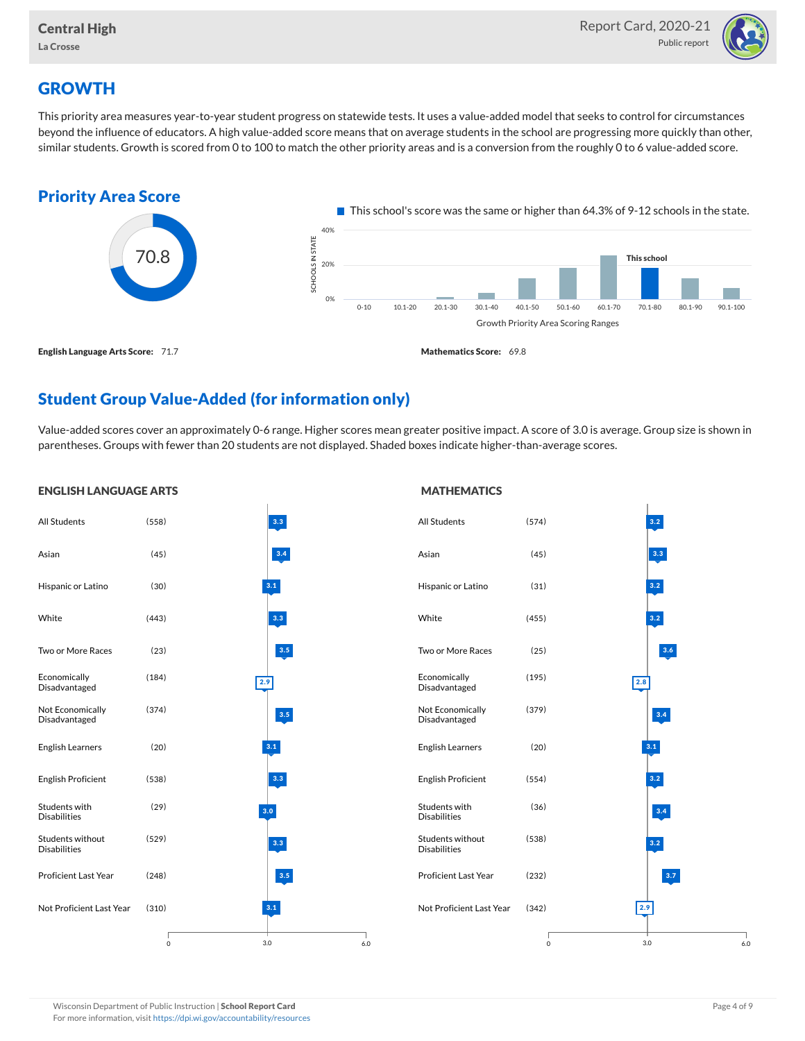Central High
La Crosse

Report Card, 2020-21
Public report

## GROWTH

This priority area measures year-to-year student progress on statewide tests. It uses a value-added model that seeks to control for circumstances beyond the influence of educators. A high value-added score means that on average students in the school are progressing more quickly than other, similar students. Growth is scored from 0 to 100 to match the other priority areas and is a conversion from the roughly 0 to 6 value-added score.

### Priority Area Score

70.8

This school's score was the same or higher than 64.3% of 9-12 schools in the state.

| Growth Priority Area Scoring Ranges | 0-10 | 10.1-20 | 20.1-30 | 30.1-40 | 40.1-50 | 50.1-60 | 60.1-70 | 70.1-80 (This school) | 80.1-90 | 90.1-100 |
|---|---|---|---|---|---|---|---|---|---|---|

**English Language Arts Score:** 71.7

**Mathematics Score:** 69.8

### Student Group Value-Added (for information only)

Value-added scores cover an approximately 0-6 range. Higher scores mean greater positive impact. A score of 3.0 is average. Group size is shown in parentheses. Groups with fewer than 20 students are not displayed. Shaded boxes indicate higher-than-average scores.

| Group | English Language Arts (Group Size) | English Language Arts Score | Mathematics (Group Size) | Mathematics Score |
|---|---|---|---|---|
| All Students | (558) | 3.3 | (574) | 3.2 |
| Asian | (45) | 3.4 | (45) | 3.3 |
| Hispanic or Latino | (30) | 3.1 | (31) | 3.2 |
| White | (443) | 3.3 | (455) | 3.2 |
| Two or More Races | (23) | 3.5 | (25) | 3.6 |
| Economically Disadvantaged | (184) | 2.9 | (195) | 2.8 |
| Not Economically Disadvantaged | (374) | 3.5 | (379) | 3.4 |
| English Learners | (20) | 3.1 | (20) | 3.1 |
| English Proficient | (538) | 3.3 | (554) | 3.2 |
| Students with Disabilities | (29) | 3.0 | (36) | 3.4 |
| Students without Disabilities | (529) | 3.3 | (538) | 3.2 |
| Proficient Last Year | (248) | 3.5 | (232) | 3.7 |
| Not Proficient Last Year | (310) | 3.1 | (342) | 2.9 |

Wisconsin Department of Public Instruction | **School Report Card**
For more information, visit https://dpi.wi.gov/accountability/resources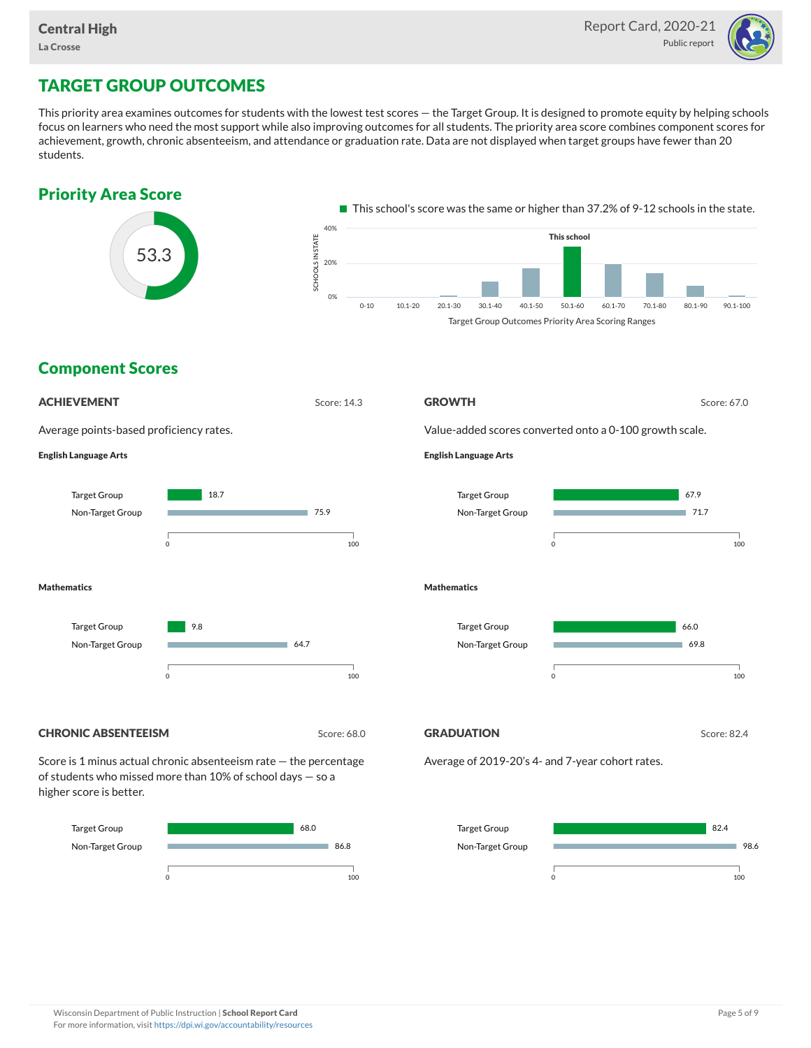## TARGET GROUP OUTCOMES

This priority area examines outcomes for students with the lowest test scores — the Target Group. It is designed to promote equity by helping schools focus on learners who need the most support while also improving outcomes for all students. The priority area score combines component scores for achievement, growth, chronic absenteeism, and attendance or graduation rate. Data are not displayed when target groups have fewer than 20 students.

### Priority Area Score

53.3

This school's score was the same or higher than 37.2% of 9-12 schools in the state.

Target Group Outcomes Priority Area Scoring Ranges: 0-10, 10.1-20, 20.1-30, 30.1-40, 40.1-50, 50.1-60 (This school), 60.1-70, 70.1-80, 80.1-90, 90.1-100

### Component Scores

#### ACHIEVEMENT

Score: 14.3

Average points-based proficiency rates.

**English Language Arts**

| Group | Score |
|---|---|
| Target Group | 18.7 |
| Non-Target Group | 75.9 |

**Mathematics**

| Group | Score |
|---|---|
| Target Group | 9.8 |
| Non-Target Group | 64.7 |

#### GROWTH

Score: 67.0

Value-added scores converted onto a 0-100 growth scale.

**English Language Arts**

| Group | Score |
|---|---|
| Target Group | 67.9 |
| Non-Target Group | 71.7 |

**Mathematics**

| Group | Score |
|---|---|
| Target Group | 66.0 |
| Non-Target Group | 69.8 |

#### CHRONIC ABSENTEEISM

Score: 68.0

Score is 1 minus actual chronic absenteeism rate — the percentage of students who missed more than 10% of school days — so a higher score is better.

| Group | Score |
|---|---|
| Target Group | 68.0 |
| Non-Target Group | 86.8 |

#### GRADUATION

Score: 82.4

Average of 2019-20's 4- and 7-year cohort rates.

| Group | Score |
|---|---|
| Target Group | 82.4 |
| Non-Target Group | 98.6 |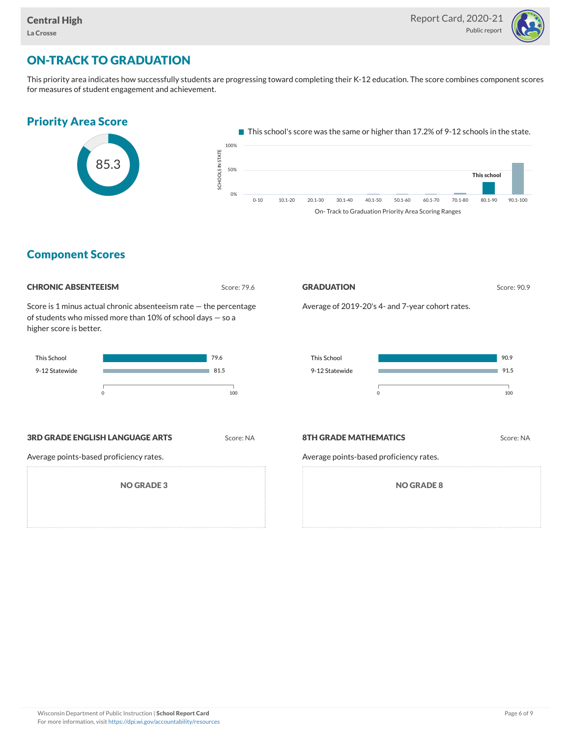## ON-TRACK TO GRADUATION

This priority area indicates how successfully students are progressing toward completing their K-12 education. The score combines component scores for measures of student engagement and achievement.

### Priority Area Score

85.3

This school's score was the same or higher than 17.2% of 9-12 schools in the state.

SCHOOLS IN STATE: 0%, 50%, 100%

On- Track to Graduation Priority Area Scoring Ranges: 0-10, 10.1-20, 20.1-30, 30.1-40, 40.1-50, 50.1-60, 60.1-70, 70.1-80, 80.1-90 (This school), 90.1-100

### Component Scores

#### CHRONIC ABSENTEEISM

Score: 79.6

Score is 1 minus actual chronic absenteeism rate — the percentage of students who missed more than 10% of school days — so a higher score is better.

| | Score |
|---|---|
| This School | 79.6 |
| 9-12 Statewide | 81.5 |

#### GRADUATION

Score: 90.9

Average of 2019-20's 4- and 7-year cohort rates.

| | Score |
|---|---|
| This School | 90.9 |
| 9-12 Statewide | 91.5 |

#### 3RD GRADE ENGLISH LANGUAGE ARTS

Score: NA

Average points-based proficiency rates.

NO GRADE 3

#### 8TH GRADE MATHEMATICS

Score: NA

Average points-based proficiency rates.

NO GRADE 8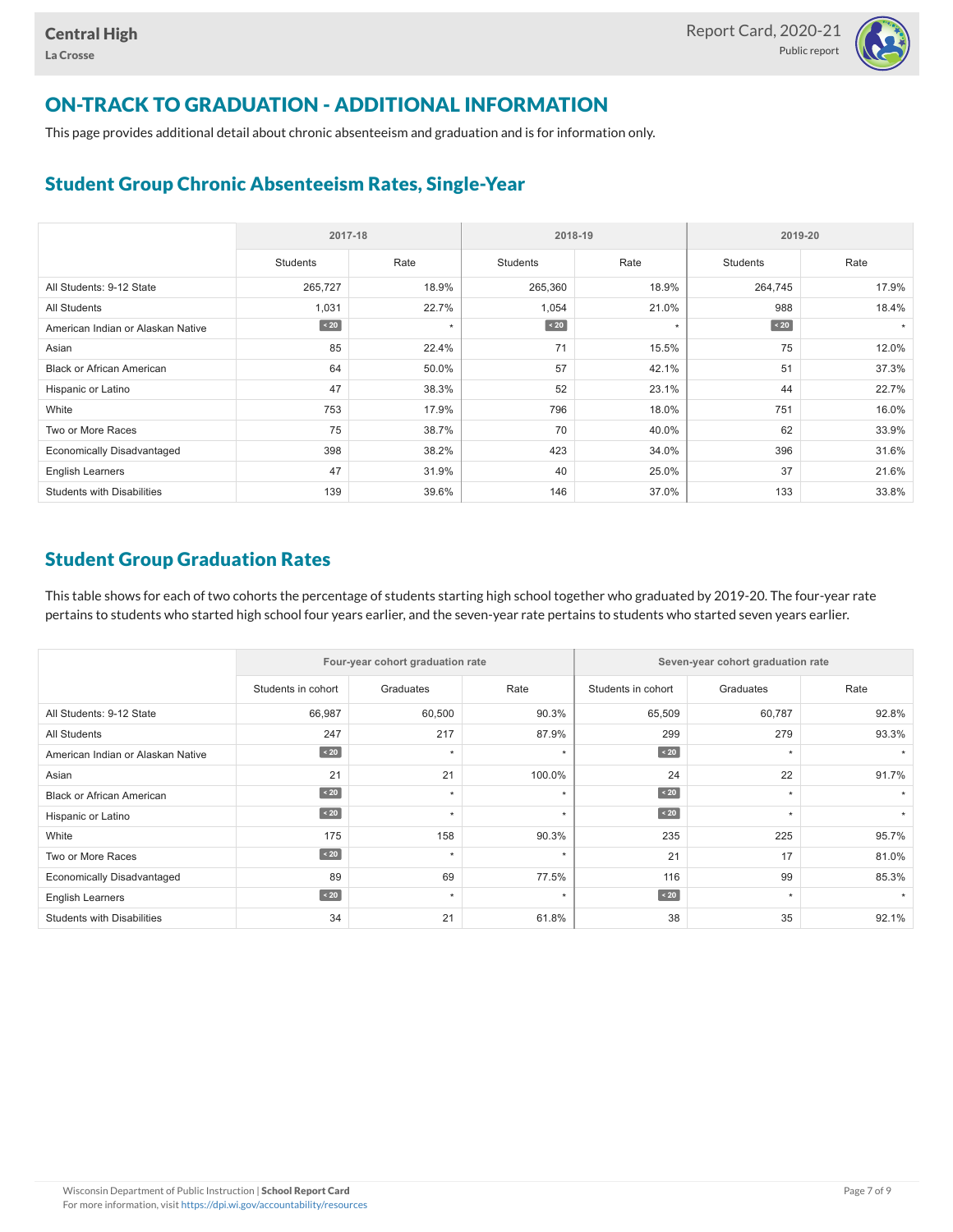## ON-TRACK TO GRADUATION - ADDITIONAL INFORMATION

This page provides additional detail about chronic absenteeism and graduation and is for information only.

### Student Group Chronic Absenteeism Rates, Single-Year

| | 2017-18 | | 2018-19 | | 2019-20 | |
|---|---|---|---|---|---|---|
| | Students | Rate | Students | Rate | Students | Rate |
| All Students: 9-12 State | 265,727 | 18.9% | 265,360 | 18.9% | 264,745 | 17.9% |
| All Students | 1,031 | 22.7% | 1,054 | 21.0% | 988 | 18.4% |
| American Indian or Alaskan Native | < 20 | * | < 20 | * | < 20 | * |
| Asian | 85 | 22.4% | 71 | 15.5% | 75 | 12.0% |
| Black or African American | 64 | 50.0% | 57 | 42.1% | 51 | 37.3% |
| Hispanic or Latino | 47 | 38.3% | 52 | 23.1% | 44 | 22.7% |
| White | 753 | 17.9% | 796 | 18.0% | 751 | 16.0% |
| Two or More Races | 75 | 38.7% | 70 | 40.0% | 62 | 33.9% |
| Economically Disadvantaged | 398 | 38.2% | 423 | 34.0% | 396 | 31.6% |
| English Learners | 47 | 31.9% | 40 | 25.0% | 37 | 21.6% |
| Students with Disabilities | 139 | 39.6% | 146 | 37.0% | 133 | 33.8% |

### Student Group Graduation Rates

This table shows for each of two cohorts the percentage of students starting high school together who graduated by 2019-20. The four-year rate pertains to students who started high school four years earlier, and the seven-year rate pertains to students who started seven years earlier.

| | Four-year cohort graduation rate | | | Seven-year cohort graduation rate | | |
|---|---|---|---|---|---|---|
| | Students in cohort | Graduates | Rate | Students in cohort | Graduates | Rate |
| All Students: 9-12 State | 66,987 | 60,500 | 90.3% | 65,509 | 60,787 | 92.8% |
| All Students | 247 | 217 | 87.9% | 299 | 279 | 93.3% |
| American Indian or Alaskan Native | < 20 | * | * | < 20 | * | * |
| Asian | 21 | 21 | 100.0% | 24 | 22 | 91.7% |
| Black or African American | < 20 | * | * | < 20 | * | * |
| Hispanic or Latino | < 20 | * | * | < 20 | * | * |
| White | 175 | 158 | 90.3% | 235 | 225 | 95.7% |
| Two or More Races | < 20 | * | * | 21 | 17 | 81.0% |
| Economically Disadvantaged | 89 | 69 | 77.5% | 116 | 99 | 85.3% |
| English Learners | < 20 | * | * | < 20 | * | * |
| Students with Disabilities | 34 | 21 | 61.8% | 38 | 35 | 92.1% |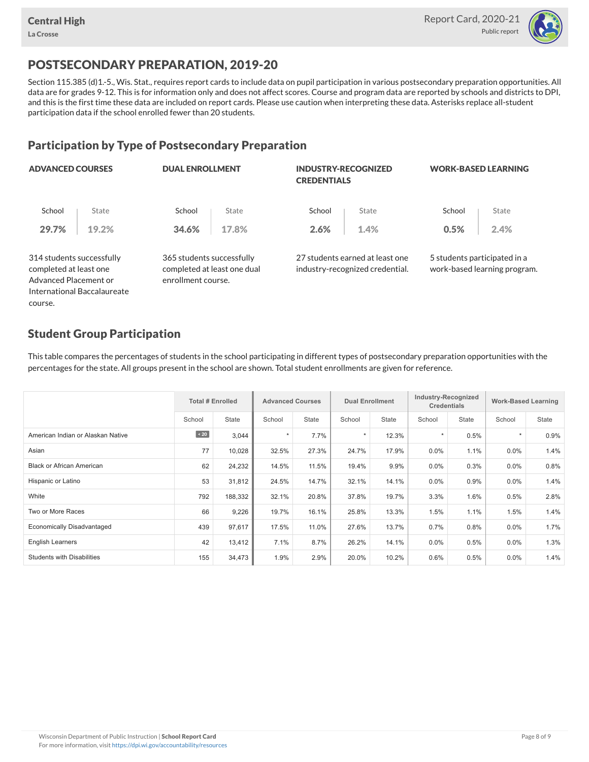## POSTSECONDARY PREPARATION, 2019-20

Section 115.385 (d)1.-5., Wis. Stat., requires report cards to include data on pupil participation in various postsecondary preparation opportunities. All data are for grades 9-12. This is for information only and does not affect scores. Course and program data are reported by schools and districts to DPI, and this is the first time these data are included on report cards. Please use caution when interpreting these data. Asterisks replace all-student participation data if the school enrolled fewer than 20 students.

### Participation by Type of Postsecondary Preparation

**ADVANCED COURSES**

| School | State |
|---|---|
| **29.7%** | 19.2% |

314 students successfully completed at least one Advanced Placement or International Baccalaureate course.

**DUAL ENROLLMENT**

| School | State |
|---|---|
| **34.6%** | 17.8% |

365 students successfully completed at least one dual enrollment course.

**INDUSTRY-RECOGNIZED CREDENTIALS**

| School | State |
|---|---|
| **2.6%** | 1.4% |

27 students earned at least one industry-recognized credential.

**WORK-BASED LEARNING**

| School | State |
|---|---|
| **0.5%** | 2.4% |

5 students participated in a work-based learning program.

### Student Group Participation

This table compares the percentages of students in the school participating in different types of postsecondary preparation opportunities with the percentages for the state. All groups present in the school are shown. Total student enrollments are given for reference.

| | Total # Enrolled | | Advanced Courses | | Dual Enrollment | | Industry-Recognized Credentials | | Work-Based Learning | |
|---|---|---|---|---|---|---|---|---|---|---|
| | School | State | School | State | School | State | School | State | School | State |
| American Indian or Alaskan Native | < 20 | 3,044 | * | 7.7% | * | 12.3% | * | 0.5% | * | 0.9% |
| Asian | 77 | 10,028 | 32.5% | 27.3% | 24.7% | 17.9% | 0.0% | 1.1% | 0.0% | 1.4% |
| Black or African American | 62 | 24,232 | 14.5% | 11.5% | 19.4% | 9.9% | 0.0% | 0.3% | 0.0% | 0.8% |
| Hispanic or Latino | 53 | 31,812 | 24.5% | 14.7% | 32.1% | 14.1% | 0.0% | 0.9% | 0.0% | 1.4% |
| White | 792 | 188,332 | 32.1% | 20.8% | 37.8% | 19.7% | 3.3% | 1.6% | 0.5% | 2.8% |
| Two or More Races | 66 | 9,226 | 19.7% | 16.1% | 25.8% | 13.3% | 1.5% | 1.1% | 1.5% | 1.4% |
| Economically Disadvantaged | 439 | 97,617 | 17.5% | 11.0% | 27.6% | 13.7% | 0.7% | 0.8% | 0.0% | 1.7% |
| English Learners | 42 | 13,412 | 7.1% | 8.7% | 26.2% | 14.1% | 0.0% | 0.5% | 0.0% | 1.3% |
| Students with Disabilities | 155 | 34,473 | 1.9% | 2.9% | 20.0% | 10.2% | 0.6% | 0.5% | 0.0% | 1.4% |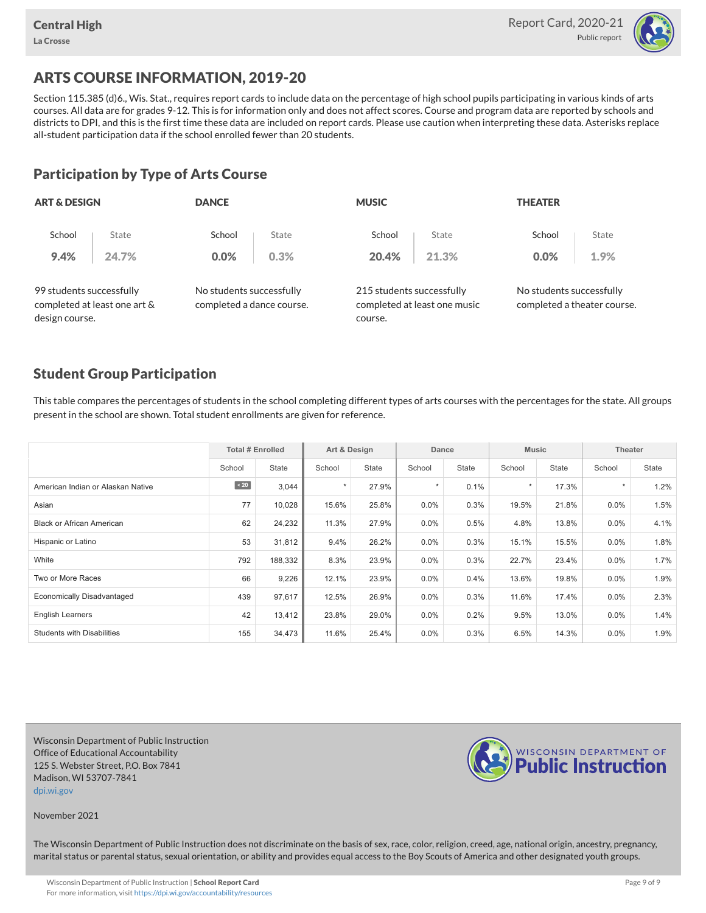## ARTS COURSE INFORMATION, 2019-20

Section 115.385 (d)6., Wis. Stat., requires report cards to include data on the percentage of high school pupils participating in various kinds of arts courses. All data are for grades 9-12. This is for information only and does not affect scores. Course and program data are reported by schools and districts to DPI, and this is the first time these data are included on report cards. Please use caution when interpreting these data. Asterisks replace all-student participation data if the school enrolled fewer than 20 students.

### Participation by Type of Arts Course

**ART & DESIGN**

| School | State |
|---|---|
| 9.4% | 24.7% |

99 students successfully completed at least one art & design course.

**DANCE**

| School | State |
|---|---|
| 0.0% | 0.3% |

No students successfully completed a dance course.

**MUSIC**

| School | State |
|---|---|
| 20.4% | 21.3% |

215 students successfully completed at least one music course.

**THEATER**

| School | State |
|---|---|
| 0.0% | 1.9% |

No students successfully completed a theater course.

### Student Group Participation

This table compares the percentages of students in the school completing different types of arts courses with the percentages for the state. All groups present in the school are shown. Total student enrollments are given for reference.

| | Total # Enrolled | | Art & Design | | Dance | | Music | | Theater | |
|---|---|---|---|---|---|---|---|---|---|---|
| | School | State | School | State | School | State | School | State | School | State |
| American Indian or Alaskan Native | < 20 | 3,044 | * | 27.9% | * | 0.1% | * | 17.3% | * | 1.2% |
| Asian | 77 | 10,028 | 15.6% | 25.8% | 0.0% | 0.3% | 19.5% | 21.8% | 0.0% | 1.5% |
| Black or African American | 62 | 24,232 | 11.3% | 27.9% | 0.0% | 0.5% | 4.8% | 13.8% | 0.0% | 4.1% |
| Hispanic or Latino | 53 | 31,812 | 9.4% | 26.2% | 0.0% | 0.3% | 15.1% | 15.5% | 0.0% | 1.8% |
| White | 792 | 188,332 | 8.3% | 23.9% | 0.0% | 0.3% | 22.7% | 23.4% | 0.0% | 1.7% |
| Two or More Races | 66 | 9,226 | 12.1% | 23.9% | 0.0% | 0.4% | 13.6% | 19.8% | 0.0% | 1.9% |
| Economically Disadvantaged | 439 | 97,617 | 12.5% | 26.9% | 0.0% | 0.3% | 11.6% | 17.4% | 0.0% | 2.3% |
| English Learners | 42 | 13,412 | 23.8% | 29.0% | 0.0% | 0.2% | 9.5% | 13.0% | 0.0% | 1.4% |
| Students with Disabilities | 155 | 34,473 | 11.6% | 25.4% | 0.0% | 0.3% | 6.5% | 14.3% | 0.0% | 1.9% |

Wisconsin Department of Public Instruction
Office of Educational Accountability
125 S. Webster Street, P.O. Box 7841
Madison, WI 53707-7841
dpi.wi.gov

November 2021

The Wisconsin Department of Public Instruction does not discriminate on the basis of sex, race, color, religion, creed, age, national origin, ancestry, pregnancy, marital status or parental status, sexual orientation, or ability and provides equal access to the Boy Scouts of America and other designated youth groups.